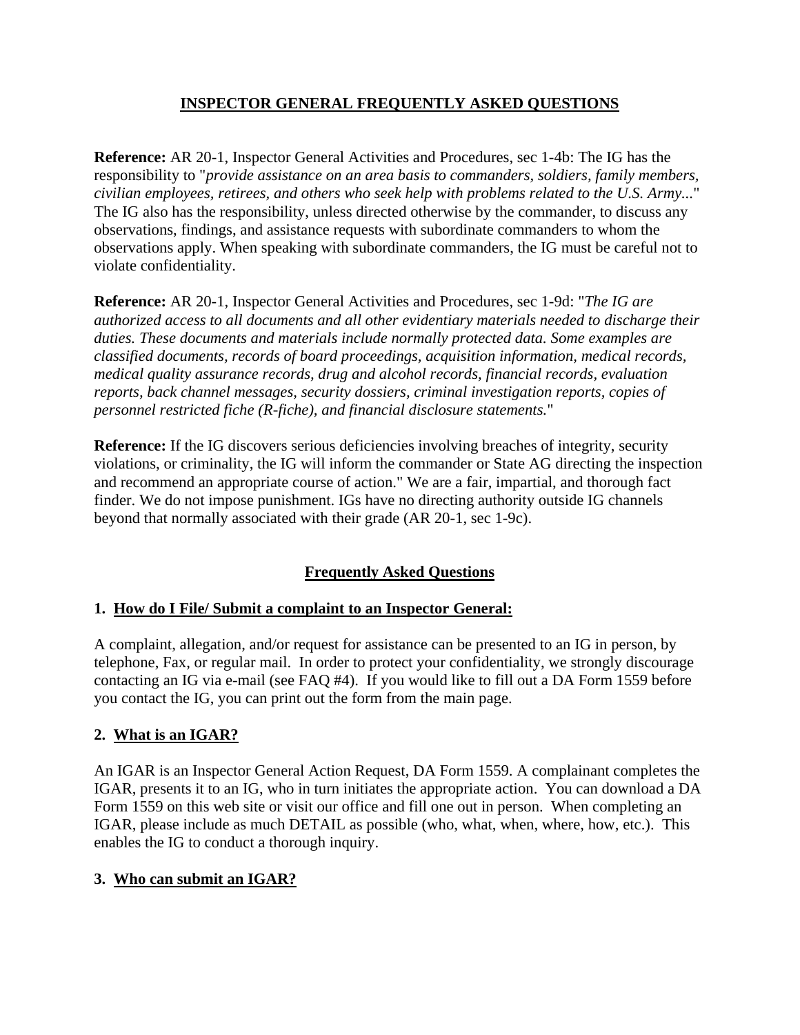# INSPECTOR GENERAL FREQUENTLY ASKED QUESTIONS

**Reference:** AR 20-1, Inspector General Activities and Procedures, sec 1-4b: The IG has the responsibility to "*provide assistance on an area basis to commanders, soldiers, family members, civilian employees, retirees, and others who seek help with problems related to the U.S. Army*..." The IG also has the responsibility, unless directed otherwise by the commander, to discuss any observations, findings, and assistance requests with subordinate commanders to whom the observations apply. When speaking with subordinate commanders, the IG must be careful not to violate confidentiality.

**Reference:** AR 20-1, Inspector General Activities and Procedures, sec 1-9d: "*The IG are authorized access to all documents and all other evidentiary materials needed to discharge their duties. These documents and materials include normally protected data. Some examples are classified documents, records of board proceedings, acquisition information, medical records, medical quality assurance records, drug and alcohol records, financial records, evaluation reports, back channel messages, security dossiers, criminal investigation reports, copies of personnel restricted fiche (R-fiche), and financial disclosure statements.*"

**Reference:** If the IG discovers serious deficiencies involving breaches of integrity, security violations, or criminality, the IG will inform the commander or State AG directing the inspection and recommend an appropriate course of action." We are a fair, impartial, and thorough fact finder. We do not impose punishment. IGs have no directing authority outside IG channels beyond that normally associated with their grade (AR 20-1, sec 1-9c).

## Frequently Asked Questions

### 1. How do I File/ Submit a complaint to an Inspector General:

A complaint, allegation, and/or request for assistance can be presented to an IG in person, by telephone, Fax, or regular mail. In order to protect your confidentiality, we strongly discourage contacting an IG via e-mail (see FAQ #4). If you would like to fill out a DA Form 1559 before you contact the IG, you can print out the form from the main page.

### 2. What is an IGAR?

An IGAR is an Inspector General Action Request, DA Form 1559. A complainant completes the IGAR, presents it to an IG, who in turn initiates the appropriate action. You can download a DA Form 1559 on this web site or visit our office and fill one out in person. When completing an IGAR, please include as much DETAIL as possible (who, what, when, where, how, etc.). This enables the IG to conduct a thorough inquiry.

### 3. Who can submit an IGAR?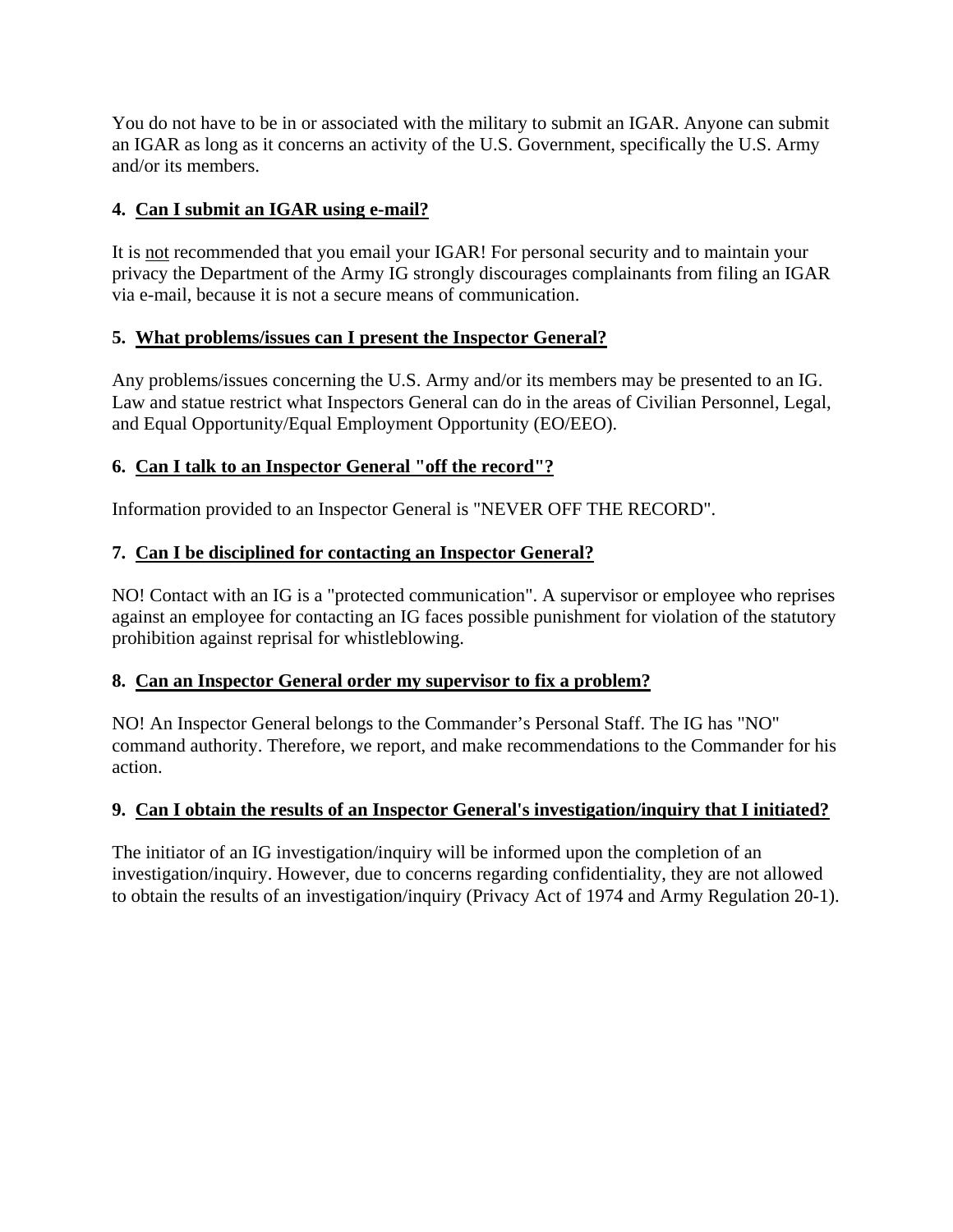You do not have to be in or associated with the military to submit an IGAR. Anyone can submit an IGAR as long as it concerns an activity of the U.S. Government, specifically the U.S. Army and/or its members.

**4. <u>Can I submit an IGAR using e-mail?</u>**

It is <u>not</u> recommended that you email your IGAR! For personal security and to maintain your privacy the Department of the Army IG strongly discourages complainants from filing an IGAR via e-mail, because it is not a secure means of communication.

**5. <u>What problems/issues can I present the Inspector General?</u>**

Any problems/issues concerning the U.S. Army and/or its members may be presented to an IG. Law and statue restrict what Inspectors General can do in the areas of Civilian Personnel, Legal, and Equal Opportunity/Equal Employment Opportunity (EO/EEO).

**6. <u>Can I talk to an Inspector General "off the record"?</u>**

Information provided to an Inspector General is "NEVER OFF THE RECORD".

**7. <u>Can I be disciplined for contacting an Inspector General?</u>**

NO! Contact with an IG is a "protected communication". A supervisor or employee who reprises against an employee for contacting an IG faces possible punishment for violation of the statutory prohibition against reprisal for whistleblowing.

**8. <u>Can an Inspector General order my supervisor to fix a problem?</u>**

NO! An Inspector General belongs to the Commander's Personal Staff. The IG has "NO" command authority. Therefore, we report, and make recommendations to the Commander for his action.

**9. <u>Can I obtain the results of an Inspector General's investigation/inquiry that I initiated?</u>**

The initiator of an IG investigation/inquiry will be informed upon the completion of an investigation/inquiry. However, due to concerns regarding confidentiality, they are not allowed to obtain the results of an investigation/inquiry (Privacy Act of 1974 and Army Regulation 20-1).